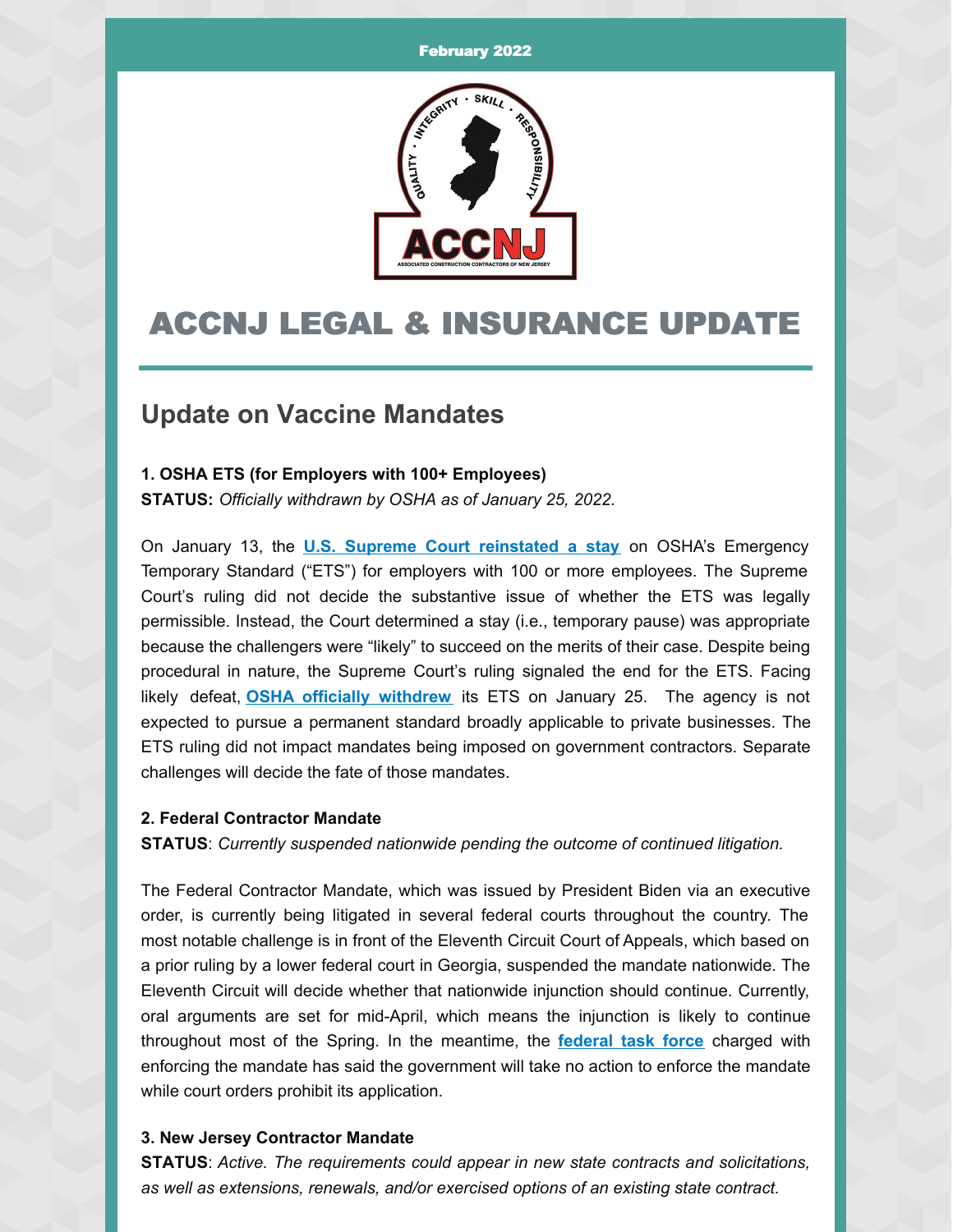February 2022

# ACCNJ LEGAL & INSURANCE UPDATE

## Update on Vaccine Mandates

**1. OSHA ETS (for Employers with 100+ Employees)**
**STATUS:** *Officially withdrawn by OSHA as of January 25, 2022.*

On January 13, the **U.S. Supreme Court reinstated a stay** on OSHA's Emergency Temporary Standard ("ETS") for employers with 100 or more employees. The Supreme Court's ruling did not decide the substantive issue of whether the ETS was legally permissible. Instead, the Court determined a stay (i.e., temporary pause) was appropriate because the challengers were "likely" to succeed on the merits of their case. Despite being procedural in nature, the Supreme Court's ruling signaled the end for the ETS. Facing likely defeat, **OSHA officially withdrew** its ETS on January 25. The agency is not expected to pursue a permanent standard broadly applicable to private businesses. The ETS ruling did not impact mandates being imposed on government contractors. Separate challenges will decide the fate of those mandates.

**2. Federal Contractor Mandate**
**STATUS**: *Currently suspended nationwide pending the outcome of continued litigation.*

The Federal Contractor Mandate, which was issued by President Biden via an executive order, is currently being litigated in several federal courts throughout the country. The most notable challenge is in front of the Eleventh Circuit Court of Appeals, which based on a prior ruling by a lower federal court in Georgia, suspended the mandate nationwide. The Eleventh Circuit will decide whether that nationwide injunction should continue. Currently, oral arguments are set for mid-April, which means the injunction is likely to continue throughout most of the Spring. In the meantime, the **federal task force** charged with enforcing the mandate has said the government will take no action to enforce the mandate while court orders prohibit its application.

**3. New Jersey Contractor Mandate**
**STATUS**: *Active. The requirements could appear in new state contracts and solicitations, as well as extensions, renewals, and/or exercised options of an existing state contract.*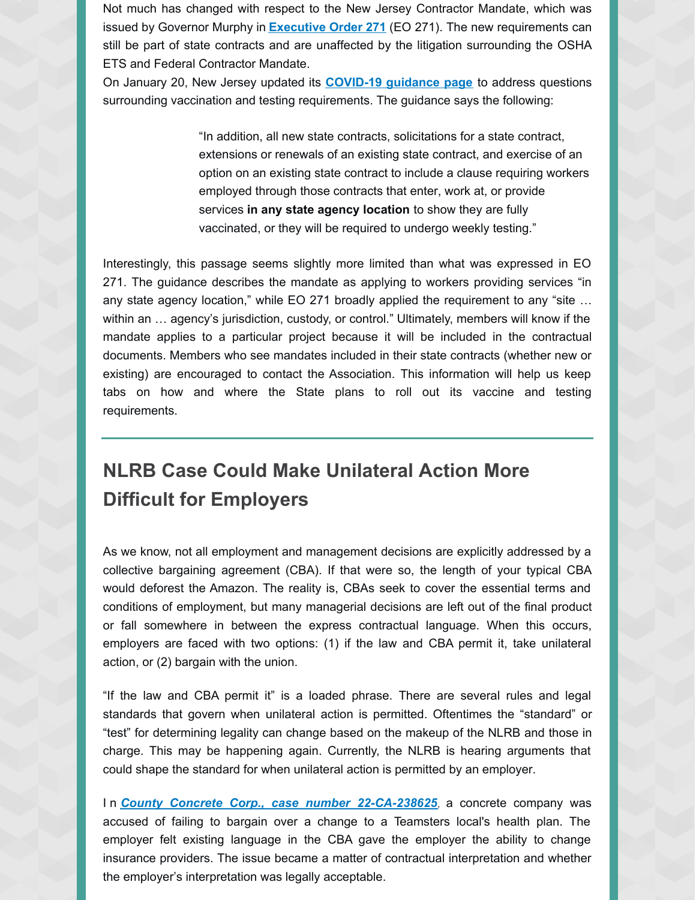Not much has changed with respect to the New Jersey Contractor Mandate, which was issued by Governor Murphy in **Executive Order 271** (EO 271). The new requirements can still be part of state contracts and are unaffected by the litigation surrounding the OSHA ETS and Federal Contractor Mandate.

On January 20, New Jersey updated its **COVID-19 guidance page** to address questions surrounding vaccination and testing requirements. The guidance says the following:

> "In addition, all new state contracts, solicitations for a state contract, extensions or renewals of an existing state contract, and exercise of an option on an existing state contract to include a clause requiring workers employed through those contracts that enter, work at, or provide services **in any state agency location** to show they are fully vaccinated, or they will be required to undergo weekly testing."

Interestingly, this passage seems slightly more limited than what was expressed in EO 271. The guidance describes the mandate as applying to workers providing services "in any state agency location," while EO 271 broadly applied the requirement to any "site … within an … agency's jurisdiction, custody, or control." Ultimately, members will know if the mandate applies to a particular project because it will be included in the contractual documents. Members who see mandates included in their state contracts (whether new or existing) are encouraged to contact the Association. This information will help us keep tabs on how and where the State plans to roll out its vaccine and testing requirements.

---

## NLRB Case Could Make Unilateral Action More Difficult for Employers

As we know, not all employment and management decisions are explicitly addressed by a collective bargaining agreement (CBA). If that were so, the length of your typical CBA would deforest the Amazon. The reality is, CBAs seek to cover the essential terms and conditions of employment, but many managerial decisions are left out of the final product or fall somewhere in between the express contractual language. When this occurs, employers are faced with two options: (1) if the law and CBA permit it, take unilateral action, or (2) bargain with the union.

"If the law and CBA permit it" is a loaded phrase. There are several rules and legal standards that govern when unilateral action is permitted. Oftentimes the "standard" or "test" for determining legality can change based on the makeup of the NLRB and those in charge. This may be happening again. Currently, the NLRB is hearing arguments that could shape the standard for when unilateral action is permitted by an employer.

In ***County Concrete Corp., case number 22-CA-238625***, a concrete company was accused of failing to bargain over a change to a Teamsters local's health plan. The employer felt existing language in the CBA gave the employer the ability to change insurance providers. The issue became a matter of contractual interpretation and whether the employer's interpretation was legally acceptable.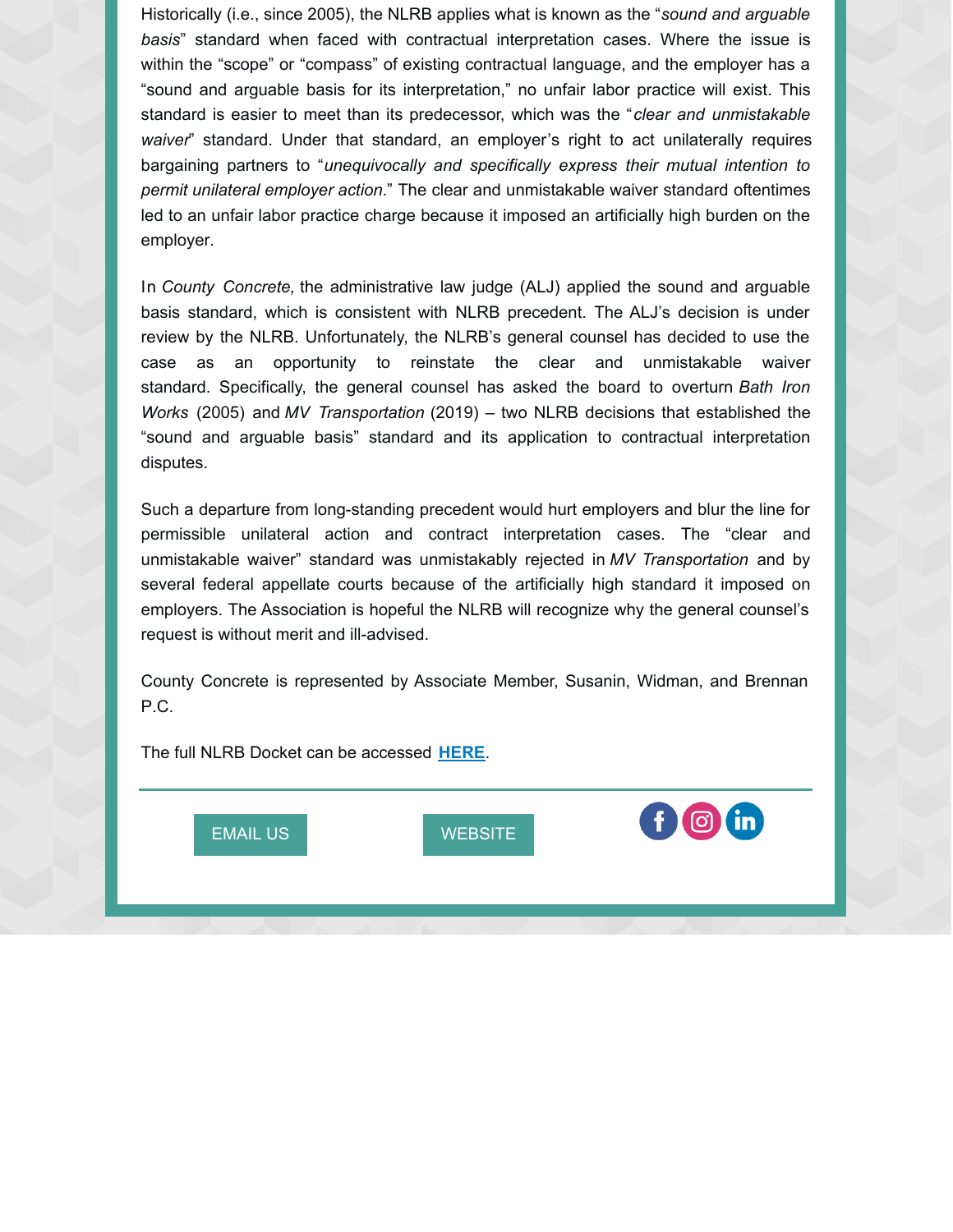Historically (i.e., since 2005), the NLRB applies what is known as the "*sound and arguable basis*" standard when faced with contractual interpretation cases. Where the issue is within the "scope" or "compass" of existing contractual language, and the employer has a "sound and arguable basis for its interpretation," no unfair labor practice will exist. This standard is easier to meet than its predecessor, which was the "*clear and unmistakable waiver*" standard. Under that standard, an employer's right to act unilaterally requires bargaining partners to "*unequivocally and specifically express their mutual intention to permit unilateral employer action*." The clear and unmistakable waiver standard oftentimes led to an unfair labor practice charge because it imposed an artificially high burden on the employer.

In *County Concrete,* the administrative law judge (ALJ) applied the sound and arguable basis standard, which is consistent with NLRB precedent. The ALJ's decision is under review by the NLRB. Unfortunately, the NLRB's general counsel has decided to use the case as an opportunity to reinstate the clear and unmistakable waiver standard. Specifically, the general counsel has asked the board to overturn *Bath Iron Works* (2005) and *MV Transportation* (2019) – two NLRB decisions that established the "sound and arguable basis" standard and its application to contractual interpretation disputes.

Such a departure from long-standing precedent would hurt employers and blur the line for permissible unilateral action and contract interpretation cases. The "clear and unmistakable waiver" standard was unmistakably rejected in *MV Transportation* and by several federal appellate courts because of the artificially high standard it imposed on employers. The Association is hopeful the NLRB will recognize why the general counsel's request is without merit and ill-advised.

County Concrete is represented by Associate Member, Susanin, Widman, and Brennan P.C.

The full NLRB Docket can be accessed **HERE**.

EMAIL US

WEBSITE